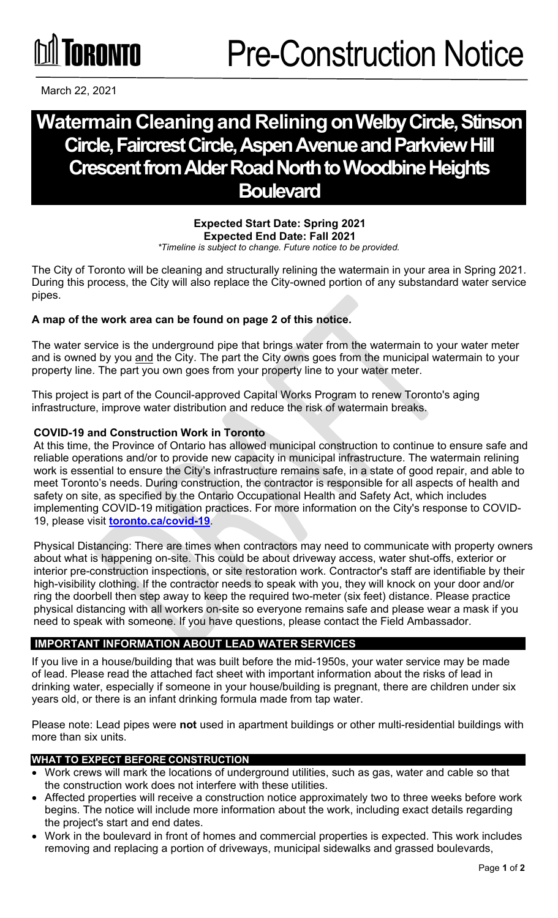# Pre-Construction Notice

March 22, 2021

# Watermain Cleaning and Relining on Welby Circle, Stinson Circle, Faircrest Circle, Aspen Avenue and Parkview Hill Crescent from Alder Road North to Woodbine Heights Boulevard

**Expected Start Date: Spring 2021**
**Expected End Date: Fall 2021**
*\*Timeline is subject to change. Future notice to be provided.*

The City of Toronto will be cleaning and structurally relining the watermain in your area in Spring 2021. During this process, the City will also replace the City-owned portion of any substandard water service pipes.

**A map of the work area can be found on page 2 of this notice.**

The water service is the underground pipe that brings water from the watermain to your water meter and is owned by you and the City. The part the City owns goes from the municipal watermain to your property line. The part you own goes from your property line to your water meter.

This project is part of the Council-approved Capital Works Program to renew Toronto's aging infrastructure, improve water distribution and reduce the risk of watermain breaks.

### COVID-19 and Construction Work in Toronto

At this time, the Province of Ontario has allowed municipal construction to continue to ensure safe and reliable operations and/or to provide new capacity in municipal infrastructure. The watermain relining work is essential to ensure the City's infrastructure remains safe, in a state of good repair, and able to meet Toronto's needs. During construction, the contractor is responsible for all aspects of health and safety on site, as specified by the Ontario Occupational Health and Safety Act, which includes implementing COVID-19 mitigation practices. For more information on the City's response to COVID-19, please visit **toronto.ca/covid-19**.

Physical Distancing: There are times when contractors may need to communicate with property owners about what is happening on-site. This could be about driveway access, water shut-offs, exterior or interior pre-construction inspections, or site restoration work. Contractor's staff are identifiable by their high-visibility clothing. If the contractor needs to speak with you, they will knock on your door and/or ring the doorbell then step away to keep the required two-meter (six feet) distance. Please practice physical distancing with all workers on-site so everyone remains safe and please wear a mask if you need to speak with someone. If you have questions, please contact the Field Ambassador.

## IMPORTANT INFORMATION ABOUT LEAD WATER SERVICES

If you live in a house/building that was built before the mid-1950s, your water service may be made of lead. Please read the attached fact sheet with important information about the risks of lead in drinking water, especially if someone in your house/building is pregnant, there are children under six years old, or there is an infant drinking formula made from tap water.

Please note: Lead pipes were **not** used in apartment buildings or other multi-residential buildings with more than six units.

## WHAT TO EXPECT BEFORE CONSTRUCTION

- Work crews will mark the locations of underground utilities, such as gas, water and cable so that the construction work does not interfere with these utilities.
- Affected properties will receive a construction notice approximately two to three weeks before work begins. The notice will include more information about the work, including exact details regarding the project's start and end dates.
- Work in the boulevard in front of homes and commercial properties is expected. This work includes removing and replacing a portion of driveways, municipal sidewalks and grassed boulevards,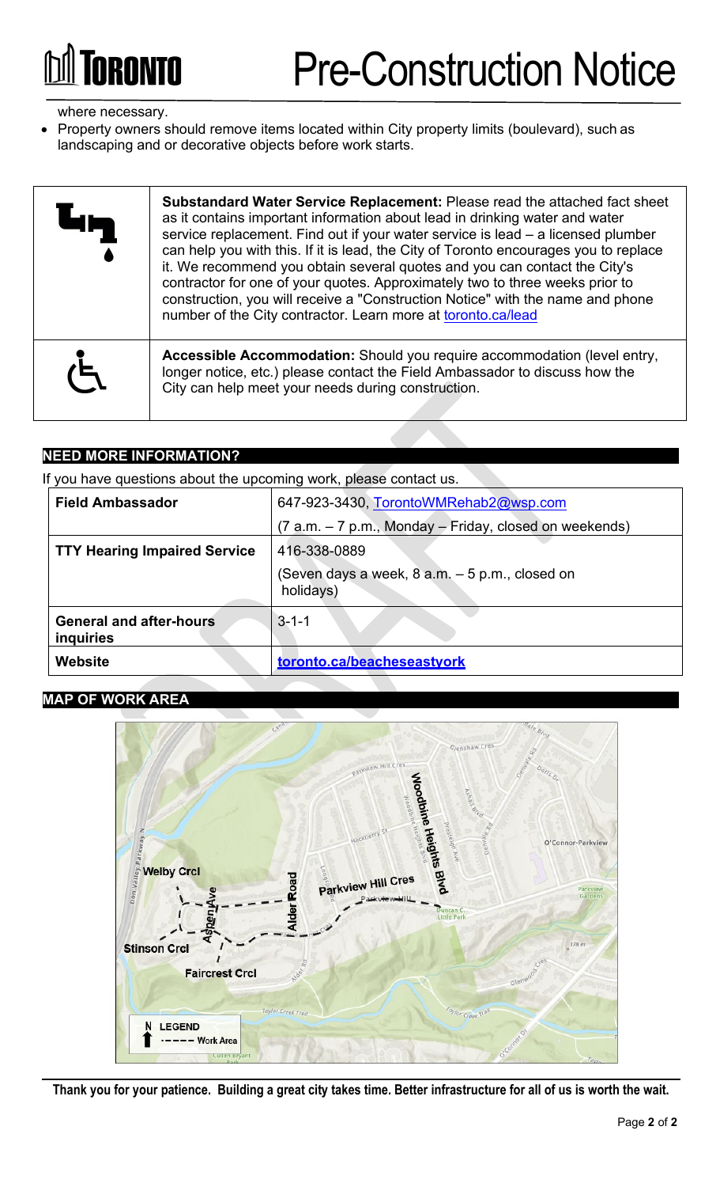where necessary.

- Property owners should remove items located within City property limits (boulevard), such as landscaping and or decorative objects before work starts.

| | |
|---|---|
| | **Substandard Water Service Replacement:** Please read the attached fact sheet as it contains important information about lead in drinking water and water service replacement. Find out if your water service is lead – a licensed plumber can help you with this. If it is lead, the City of Toronto encourages you to replace it. We recommend you obtain several quotes and you can contact the City's contractor for one of your quotes. Approximately two to three weeks prior to construction, you will receive a "Construction Notice" with the name and phone number of the City contractor. Learn more at toronto.ca/lead |
| | **Accessible Accommodation:** Should you require accommodation (level entry, longer notice, etc.) please contact the Field Ambassador to discuss how the City can help meet your needs during construction. |

## NEED MORE INFORMATION?

If you have questions about the upcoming work, please contact us.

| | |
|---|---|
| **Field Ambassador** | 647-923-3430, TorontoWMRehab2@wsp.com<br>(7 a.m. – 7 p.m., Monday – Friday, closed on weekends) |
| **TTY Hearing Impaired Service** | 416-338-0889<br>(Seven days a week, 8 a.m. – 5 p.m., closed on holidays) |
| **General and after-hours inquiries** | 3-1-1 |
| **Website** | **toronto.ca/beacheseastyork** |

## MAP OF WORK AREA

Woodbine Heights Blvd
Welby Crcl
Aspen Ave
Alder Road
Parkview Hill Cres
Stinson Crcl
Faircrest Crcl
O'Connor-Parkview
LEGEND
Work Area

**Thank you for your patience. Building a great city takes time. Better infrastructure for all of us is worth the wait.**